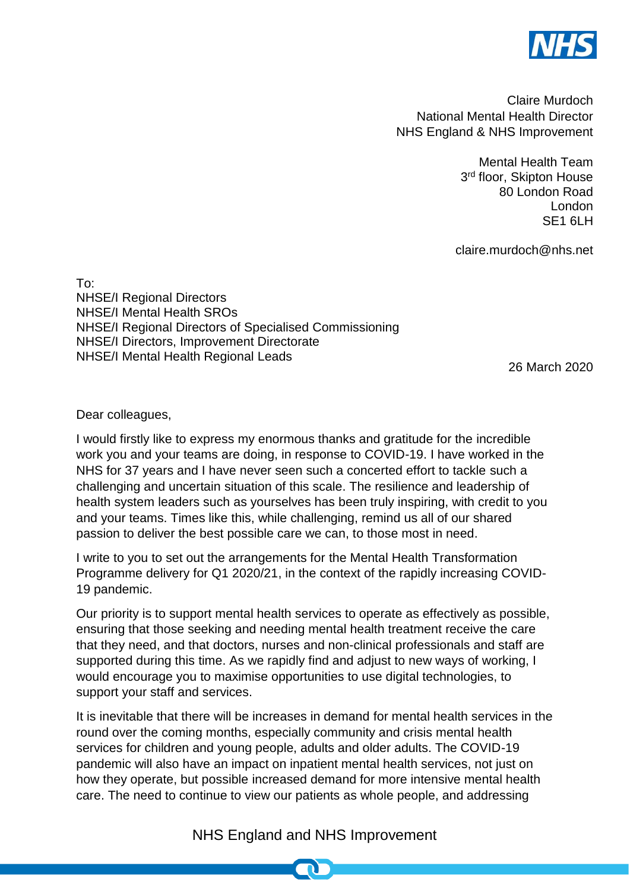Claire Murdoch
National Mental Health Director
NHS England & NHS Improvement

Mental Health Team
3rd floor, Skipton House
80 London Road
London
SE1 6LH

claire.murdoch@nhs.net

To:
NHSE/I Regional Directors
NHSE/I Mental Health SROs
NHSE/I Regional Directors of Specialised Commissioning
NHSE/I Directors, Improvement Directorate
NHSE/I Mental Health Regional Leads

26 March 2020

Dear colleagues,

I would firstly like to express my enormous thanks and gratitude for the incredible work you and your teams are doing, in response to COVID-19. I have worked in the NHS for 37 years and I have never seen such a concerted effort to tackle such a challenging and uncertain situation of this scale. The resilience and leadership of health system leaders such as yourselves has been truly inspiring, with credit to you and your teams. Times like this, while challenging, remind us all of our shared passion to deliver the best possible care we can, to those most in need.

I write to you to set out the arrangements for the Mental Health Transformation Programme delivery for Q1 2020/21, in the context of the rapidly increasing COVID-19 pandemic.

Our priority is to support mental health services to operate as effectively as possible, ensuring that those seeking and needing mental health treatment receive the care that they need, and that doctors, nurses and non-clinical professionals and staff are supported during this time. As we rapidly find and adjust to new ways of working, I would encourage you to maximise opportunities to use digital technologies, to support your staff and services.

It is inevitable that there will be increases in demand for mental health services in the round over the coming months, especially community and crisis mental health services for children and young people, adults and older adults. The COVID-19 pandemic will also have an impact on inpatient mental health services, not just on how they operate, but possible increased demand for more intensive mental health care. The need to continue to view our patients as whole people, and addressing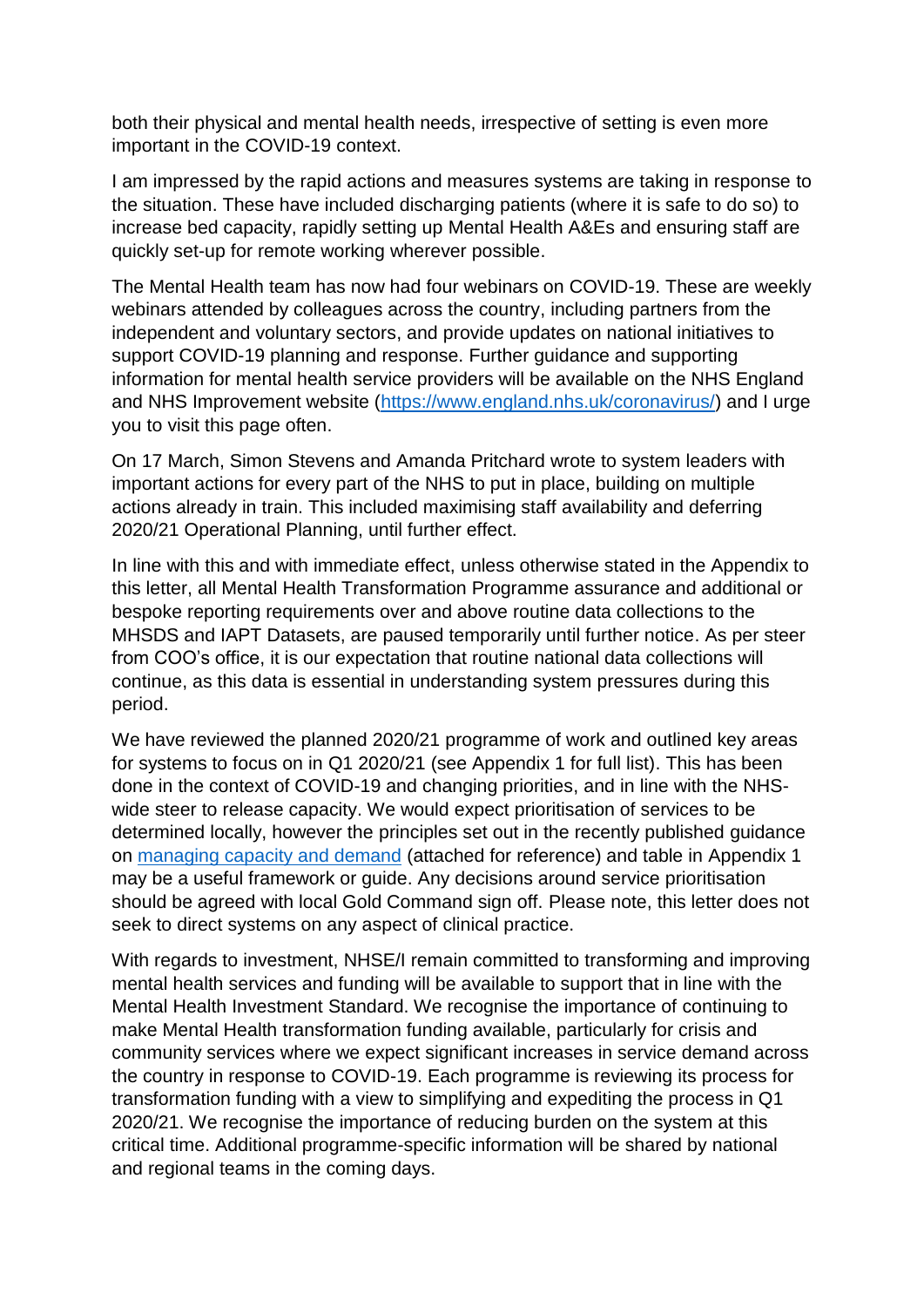both their physical and mental health needs, irrespective of setting is even more important in the COVID-19 context.

I am impressed by the rapid actions and measures systems are taking in response to the situation. These have included discharging patients (where it is safe to do so) to increase bed capacity, rapidly setting up Mental Health A&Es and ensuring staff are quickly set-up for remote working wherever possible.

The Mental Health team has now had four webinars on COVID-19. These are weekly webinars attended by colleagues across the country, including partners from the independent and voluntary sectors, and provide updates on national initiatives to support COVID-19 planning and response. Further guidance and supporting information for mental health service providers will be available on the NHS England and NHS Improvement website ([https://www.england.nhs.uk/coronavirus/](https://www.england.nhs.uk/coronavirus/)) and I urge you to visit this page often.

On 17 March, Simon Stevens and Amanda Pritchard wrote to system leaders with important actions for every part of the NHS to put in place, building on multiple actions already in train. This included maximising staff availability and deferring 2020/21 Operational Planning, until further effect.

In line with this and with immediate effect, unless otherwise stated in the Appendix to this letter, all Mental Health Transformation Programme assurance and additional or bespoke reporting requirements over and above routine data collections to the MHSDS and IAPT Datasets, are paused temporarily until further notice. As per steer from COO's office, it is our expectation that routine national data collections will continue, as this data is essential in understanding system pressures during this period.

We have reviewed the planned 2020/21 programme of work and outlined key areas for systems to focus on in Q1 2020/21 (see Appendix 1 for full list). This has been done in the context of COVID-19 and changing priorities, and in line with the NHS-wide steer to release capacity. We would expect prioritisation of services to be determined locally, however the principles set out in the recently published guidance on managing capacity and demand (attached for reference) and table in Appendix 1 may be a useful framework or guide. Any decisions around service prioritisation should be agreed with local Gold Command sign off. Please note, this letter does not seek to direct systems on any aspect of clinical practice.

With regards to investment, NHSE/I remain committed to transforming and improving mental health services and funding will be available to support that in line with the Mental Health Investment Standard. We recognise the importance of continuing to make Mental Health transformation funding available, particularly for crisis and community services where we expect significant increases in service demand across the country in response to COVID-19. Each programme is reviewing its process for transformation funding with a view to simplifying and expediting the process in Q1 2020/21. We recognise the importance of reducing burden on the system at this critical time. Additional programme-specific information will be shared by national and regional teams in the coming days.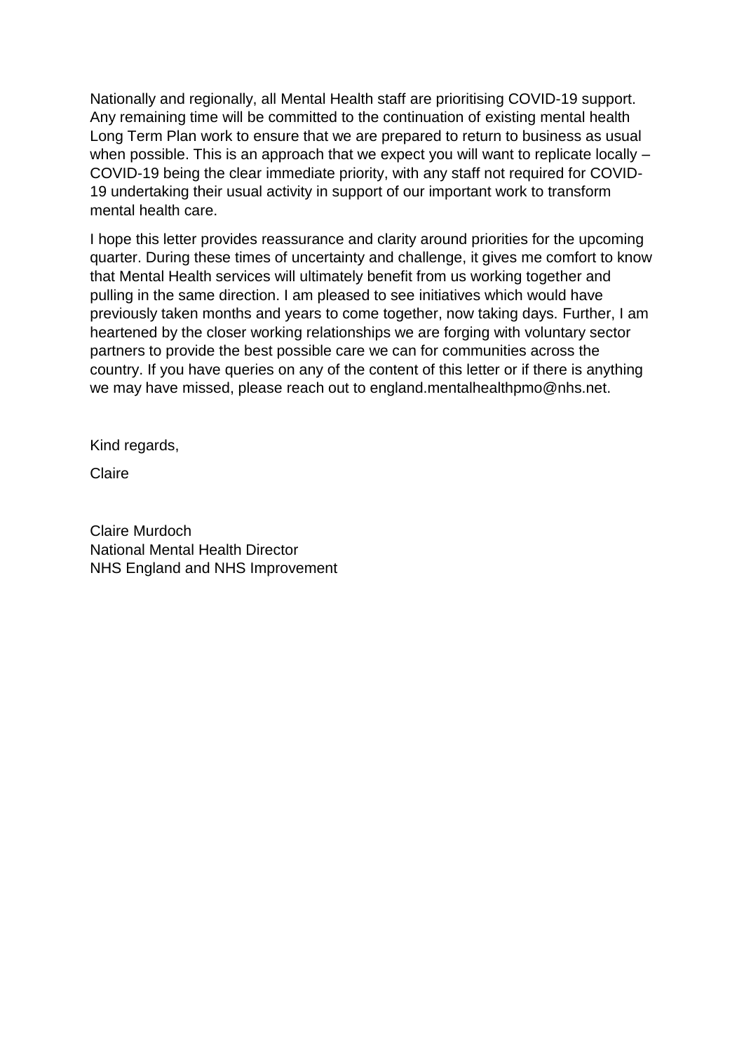Nationally and regionally, all Mental Health staff are prioritising COVID-19 support. Any remaining time will be committed to the continuation of existing mental health Long Term Plan work to ensure that we are prepared to return to business as usual when possible. This is an approach that we expect you will want to replicate locally – COVID-19 being the clear immediate priority, with any staff not required for COVID-19 undertaking their usual activity in support of our important work to transform mental health care.

I hope this letter provides reassurance and clarity around priorities for the upcoming quarter. During these times of uncertainty and challenge, it gives me comfort to know that Mental Health services will ultimately benefit from us working together and pulling in the same direction. I am pleased to see initiatives which would have previously taken months and years to come together, now taking days. Further, I am heartened by the closer working relationships we are forging with voluntary sector partners to provide the best possible care we can for communities across the country. If you have queries on any of the content of this letter or if there is anything we may have missed, please reach out to england.mentalhealthpmo@nhs.net.

Kind regards,

Claire

Claire Murdoch
National Mental Health Director
NHS England and NHS Improvement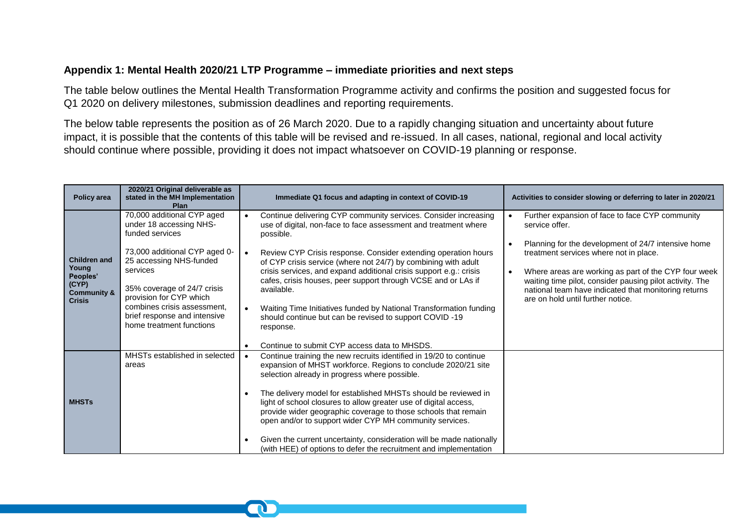### Appendix 1: Mental Health 2020/21 LTP Programme – immediate priorities and next steps

The table below outlines the Mental Health Transformation Programme activity and confirms the position and suggested focus for Q1 2020 on delivery milestones, submission deadlines and reporting requirements.

The below table represents the position as of 26 March 2020. Due to a rapidly changing situation and uncertainty about future impact, it is possible that the contents of this table will be revised and re-issued. In all cases, national, regional and local activity should continue where possible, providing it does not impact whatsoever on COVID-19 planning or response.

| Policy area | 2020/21 Original deliverable as stated in the MH Implementation Plan | Immediate Q1 focus and adapting in context of COVID-19 | Activities to consider slowing or deferring to later in 2020/21 |
|---|---|---|---|
| **Children and Young Peoples' (CYP) Community & Crisis** | 70,000 additional CYP aged under 18 accessing NHS-funded services<br><br>73,000 additional CYP aged 0-25 accessing NHS-funded services<br><br>35% coverage of 24/7 crisis provision for CYP which combines crisis assessment, brief response and intensive home treatment functions | • Continue delivering CYP community services. Consider increasing use of digital, non-face to face assessment and treatment where possible.<br><br>• Review CYP Crisis response. Consider extending operation hours of CYP crisis service (where not 24/7) by combining with adult crisis services, and expand additional crisis support e.g.: crisis cafes, crisis houses, peer support through VCSE and or LAs if available.<br><br>• Waiting Time Initiatives funded by National Transformation funding should continue but can be revised to support COVID -19 response.<br><br>• Continue to submit CYP access data to MHSDS. | • Further expansion of face to face CYP community service offer.<br><br>• Planning for the development of 24/7 intensive home treatment services where not in place.<br><br>• Where areas are working as part of the CYP four week waiting time pilot, consider pausing pilot activity. The national team have indicated that monitoring returns are on hold until further notice. |
| **MHSTs** | MHSTs established in selected areas | • Continue training the new recruits identified in 19/20 to continue expansion of MHST workforce. Regions to conclude 2020/21 site selection already in progress where possible.<br><br>• The delivery model for established MHSTs should be reviewed in light of school closures to allow greater use of digital access, provide wider geographic coverage to those schools that remain open and/or to support wider CYP MH community services.<br><br>• Given the current uncertainty, consideration will be made nationally (with HEE) of options to defer the recruitment and implementation | |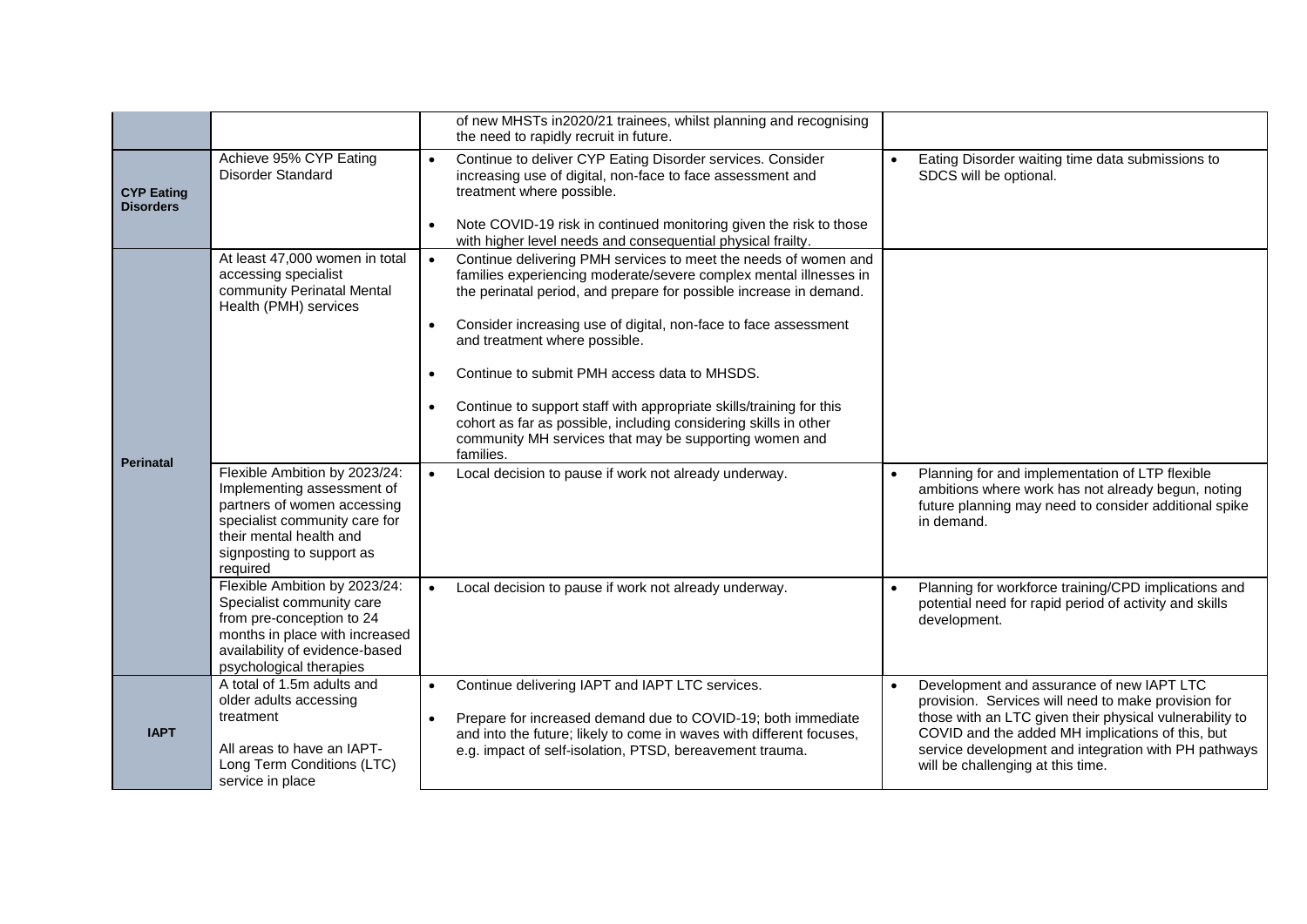| | | | |
|---|---|---|---|
| | | of new MHSTs in2020/21 trainees, whilst planning and recognising the need to rapidly recruit in future. | |
| **CYP Eating Disorders** | Achieve 95% CYP Eating Disorder Standard | • Continue to deliver CYP Eating Disorder services. Consider increasing use of digital, non-face to face assessment and treatment where possible.<br><br>• Note COVID-19 risk in continued monitoring given the risk to those with higher level needs and consequential physical frailty. | • Eating Disorder waiting time data submissions to SDCS will be optional. |
| **Perinatal** | At least 47,000 women in total accessing specialist community Perinatal Mental Health (PMH) services | • Continue delivering PMH services to meet the needs of women and families experiencing moderate/severe complex mental illnesses in the perinatal period, and prepare for possible increase in demand.<br><br>• Consider increasing use of digital, non-face to face assessment and treatment where possible.<br><br>• Continue to submit PMH access data to MHSDS.<br><br>• Continue to support staff with appropriate skills/training for this cohort as far as possible, including considering skills in other community MH services that may be supporting women and families. | |
| | Flexible Ambition by 2023/24: Implementing assessment of partners of women accessing specialist community care for their mental health and signposting to support as required | • Local decision to pause if work not already underway. | • Planning for and implementation of LTP flexible ambitions where work has not already begun, noting future planning may need to consider additional spike in demand. |
| | Flexible Ambition by 2023/24: Specialist community care from pre-conception to 24 months in place with increased availability of evidence-based psychological therapies | • Local decision to pause if work not already underway. | • Planning for workforce training/CPD implications and potential need for rapid period of activity and skills development. |
| **IAPT** | A total of 1.5m adults and older adults accessing treatment<br><br>All areas to have an IAPT-Long Term Conditions (LTC) service in place | • Continue delivering IAPT and IAPT LTC services.<br><br>• Prepare for increased demand due to COVID-19; both immediate and into the future; likely to come in waves with different focuses, e.g. impact of self-isolation, PTSD, bereavement trauma. | • Development and assurance of new IAPT LTC provision. Services will need to make provision for those with an LTC given their physical vulnerability to COVID and the added MH implications of this, but service development and integration with PH pathways will be challenging at this time. |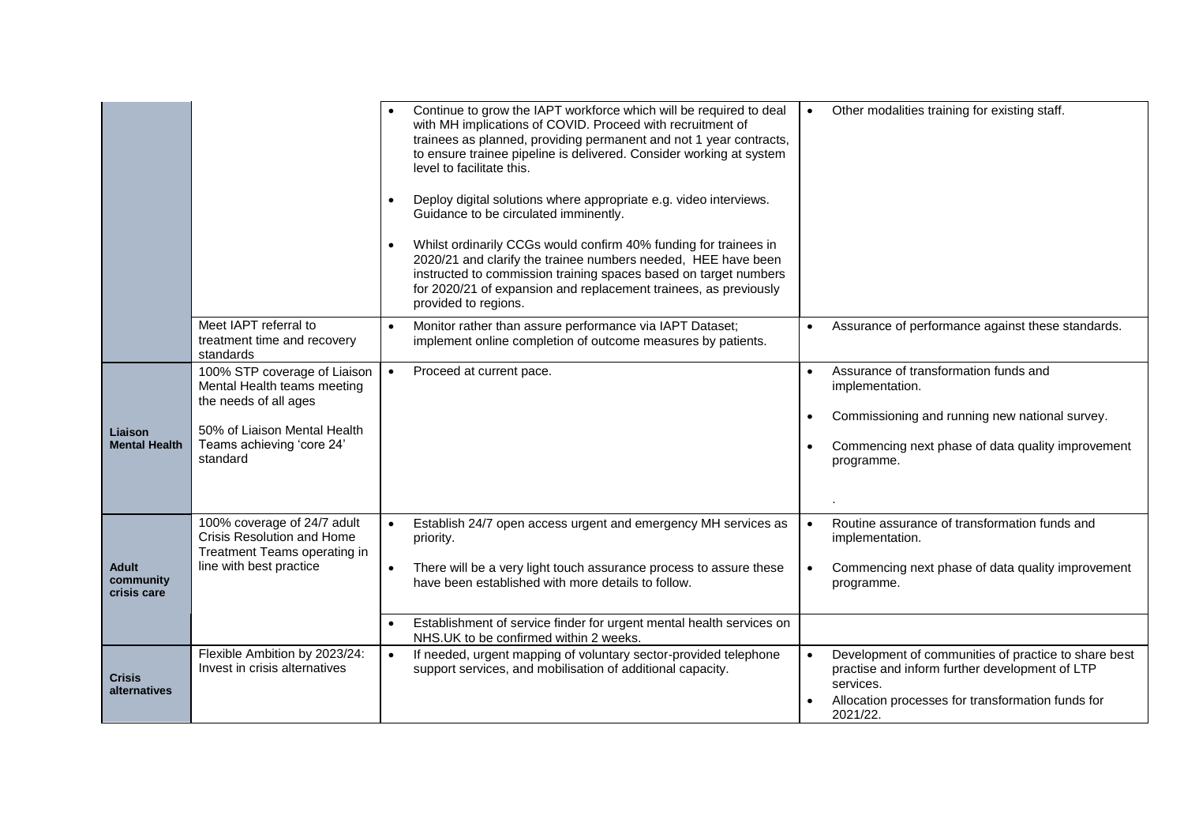| | | | |
|---|---|---|---|
| | | • Continue to grow the IAPT workforce which will be required to deal with MH implications of COVID. Proceed with recruitment of trainees as planned, providing permanent and not 1 year contracts, to ensure trainee pipeline is delivered. Consider working at system level to facilitate this.<br><br>• Deploy digital solutions where appropriate e.g. video interviews. Guidance to be circulated imminently.<br><br>• Whilst ordinarily CCGs would confirm 40% funding for trainees in 2020/21 and clarify the trainee numbers needed, HEE have been instructed to commission training spaces based on target numbers for 2020/21 of expansion and replacement trainees, as previously provided to regions. | • Other modalities training for existing staff. |
| | Meet IAPT referral to treatment time and recovery standards | • Monitor rather than assure performance via IAPT Dataset; implement online completion of outcome measures by patients. | • Assurance of performance against these standards. |
| **Liaison Mental Health** | 100% STP coverage of Liaison Mental Health teams meeting the needs of all ages<br><br>50% of Liaison Mental Health Teams achieving 'core 24' standard | • Proceed at current pace. | • Assurance of transformation funds and implementation.<br><br>• Commissioning and running new national survey.<br><br>• Commencing next phase of data quality improvement programme.<br><br>. |
| **Adult community crisis care** | 100% coverage of 24/7 adult Crisis Resolution and Home Treatment Teams operating in line with best practice | • Establish 24/7 open access urgent and emergency MH services as priority.<br><br>• There will be a very light touch assurance process to assure these have been established with more details to follow. | • Routine assurance of transformation funds and implementation.<br><br>• Commencing next phase of data quality improvement programme. |
| | | • Establishment of service finder for urgent mental health services on NHS.UK to be confirmed within 2 weeks. | |
| **Crisis alternatives** | Flexible Ambition by 2023/24: Invest in crisis alternatives | • If needed, urgent mapping of voluntary sector-provided telephone support services, and mobilisation of additional capacity. | • Development of communities of practice to share best practise and inform further development of LTP services.<br>• Allocation processes for transformation funds for 2021/22. |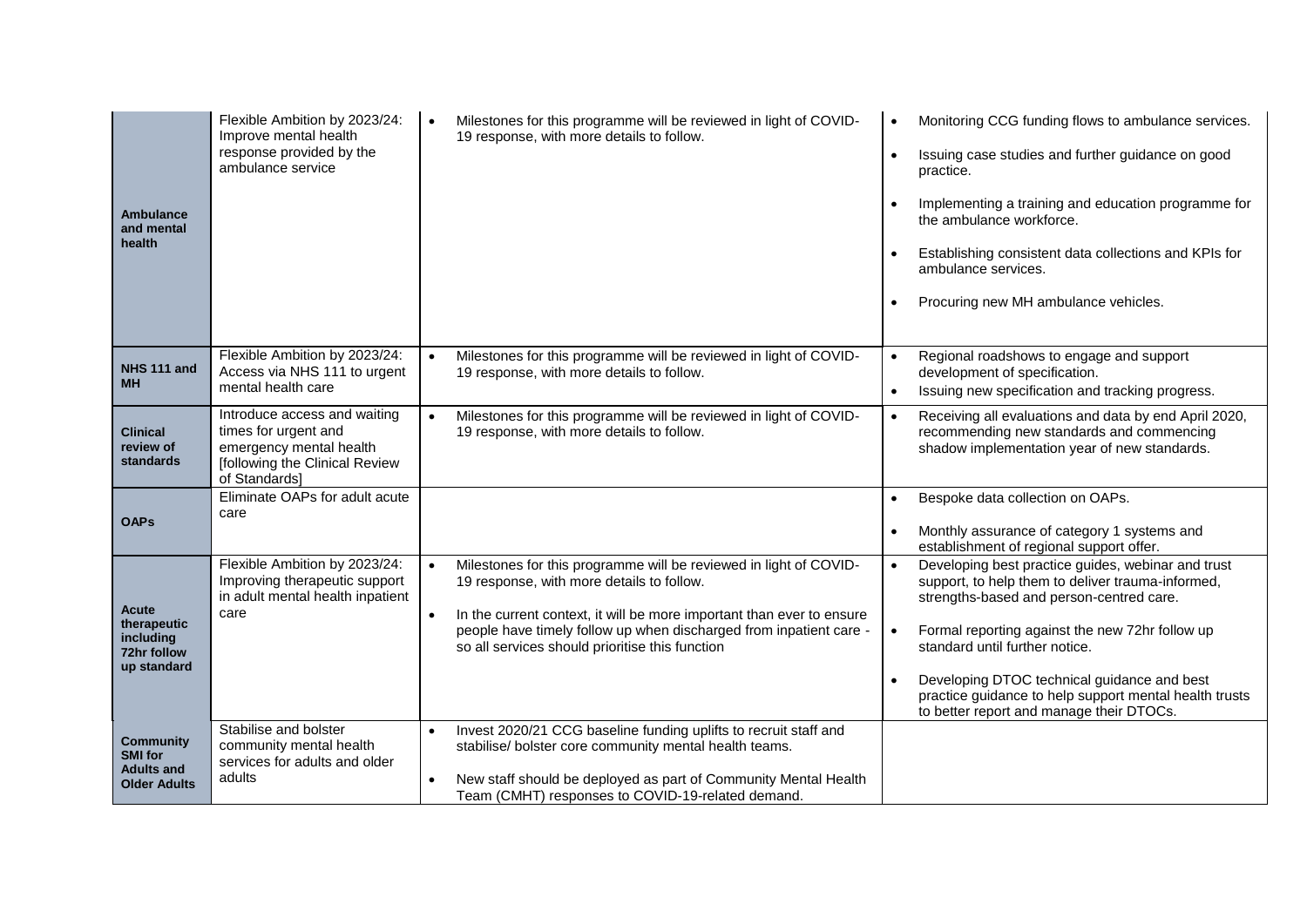| | | | |
|---|---|---|---|
| **Ambulance and mental health** | Flexible Ambition by 2023/24: Improve mental health response provided by the ambulance service | • Milestones for this programme will be reviewed in light of COVID-19 response, with more details to follow. | • Monitoring CCG funding flows to ambulance services.<br>• Issuing case studies and further guidance on good practice.<br>• Implementing a training and education programme for the ambulance workforce.<br>• Establishing consistent data collections and KPIs for ambulance services.<br>• Procuring new MH ambulance vehicles. |
| **NHS 111 and MH** | Flexible Ambition by 2023/24: Access via NHS 111 to urgent mental health care | • Milestones for this programme will be reviewed in light of COVID-19 response, with more details to follow. | • Regional roadshows to engage and support development of specification.<br>• Issuing new specification and tracking progress. |
| **Clinical review of standards** | Introduce access and waiting times for urgent and emergency mental health [following the Clinical Review of Standards] | • Milestones for this programme will be reviewed in light of COVID-19 response, with more details to follow. | • Receiving all evaluations and data by end April 2020, recommending new standards and commencing shadow implementation year of new standards. |
| **OAPs** | Eliminate OAPs for adult acute care | | • Bespoke data collection on OAPs.<br>• Monthly assurance of category 1 systems and establishment of regional support offer. |
| **Acute therapeutic including 72hr follow up standard** | Flexible Ambition by 2023/24: Improving therapeutic support in adult mental health inpatient care | • Milestones for this programme will be reviewed in light of COVID-19 response, with more details to follow.<br>• In the current context, it will be more important than ever to ensure people have timely follow up when discharged from inpatient care - so all services should prioritise this function | • Developing best practice guides, webinar and trust support, to help them to deliver trauma-informed, strengths-based and person-centred care.<br>• Formal reporting against the new 72hr follow up standard until further notice.<br>• Developing DTOC technical guidance and best practice guidance to help support mental health trusts to better report and manage their DTOCs. |
| **Community SMI for Adults and Older Adults** | Stabilise and bolster community mental health services for adults and older adults | • Invest 2020/21 CCG baseline funding uplifts to recruit staff and stabilise/ bolster core community mental health teams.<br>• New staff should be deployed as part of Community Mental Health Team (CMHT) responses to COVID-19-related demand. | |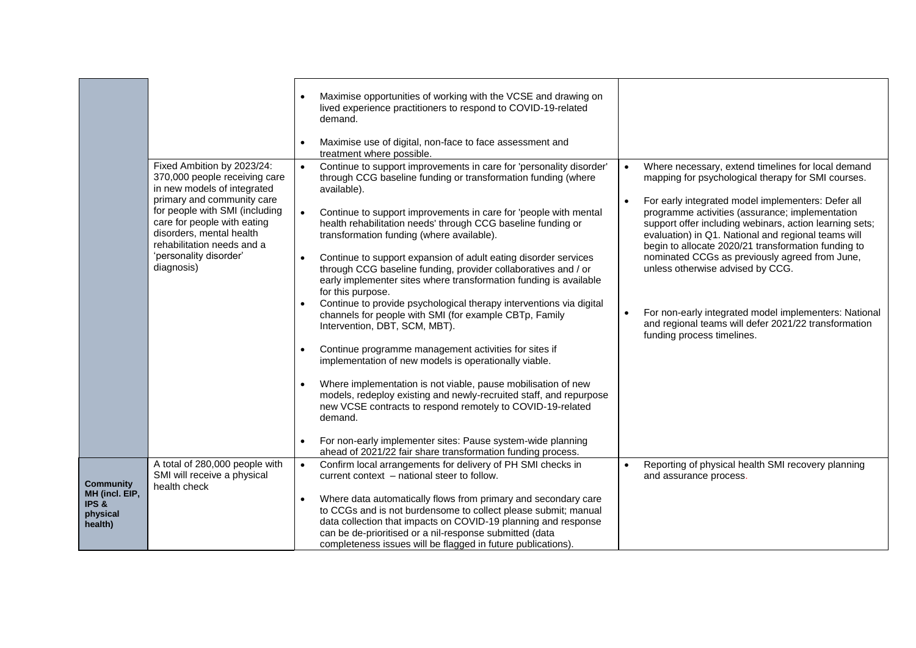| | | | |
|---|---|---|---|
| | | • Maximise opportunities of working with the VCSE and drawing on lived experience practitioners to respond to COVID-19-related demand.<br><br>• Maximise use of digital, non-face to face assessment and treatment where possible. | |
| | Fixed Ambition by 2023/24: 370,000 people receiving care in new models of integrated primary and community care for people with SMI (including care for people with eating disorders, mental health rehabilitation needs and a 'personality disorder' diagnosis) | • Continue to support improvements in care for 'personality disorder' through CCG baseline funding or transformation funding (where available).<br><br>• Continue to support improvements in care for 'people with mental health rehabilitation needs' through CCG baseline funding or transformation funding (where available).<br><br>• Continue to support expansion of adult eating disorder services through CCG baseline funding, provider collaboratives and / or early implementer sites where transformation funding is available for this purpose.<br><br>• Continue to provide psychological therapy interventions via digital channels for people with SMI (for example CBTp, Family Intervention, DBT, SCM, MBT).<br><br>• Continue programme management activities for sites if implementation of new models is operationally viable.<br><br>• Where implementation is not viable, pause mobilisation of new models, redeploy existing and newly-recruited staff, and repurpose new VCSE contracts to respond remotely to COVID-19-related demand.<br><br>• For non-early implementer sites: Pause system-wide planning ahead of 2021/22 fair share transformation funding process. | • Where necessary, extend timelines for local demand mapping for psychological therapy for SMI courses.<br><br>• For early integrated model implementers: Defer all programme activities (assurance; implementation support offer including webinars, action learning sets; evaluation) in Q1. National and regional teams will begin to allocate 2020/21 transformation funding to nominated CCGs as previously agreed from June, unless otherwise advised by CCG.<br><br>• For non-early integrated model implementers: National and regional teams will defer 2021/22 transformation funding process timelines. |
| **Community MH (incl. EIP, IPS & physical health)** | A total of 280,000 people with SMI will receive a physical health check | • Confirm local arrangements for delivery of PH SMI checks in current context – national steer to follow.<br><br>• Where data automatically flows from primary and secondary care to CCGs and is not burdensome to collect please submit; manual data collection that impacts on COVID-19 planning and response can be de-prioritised or a nil-response submitted (data completeness issues will be flagged in future publications). | • Reporting of physical health SMI recovery planning and assurance process. |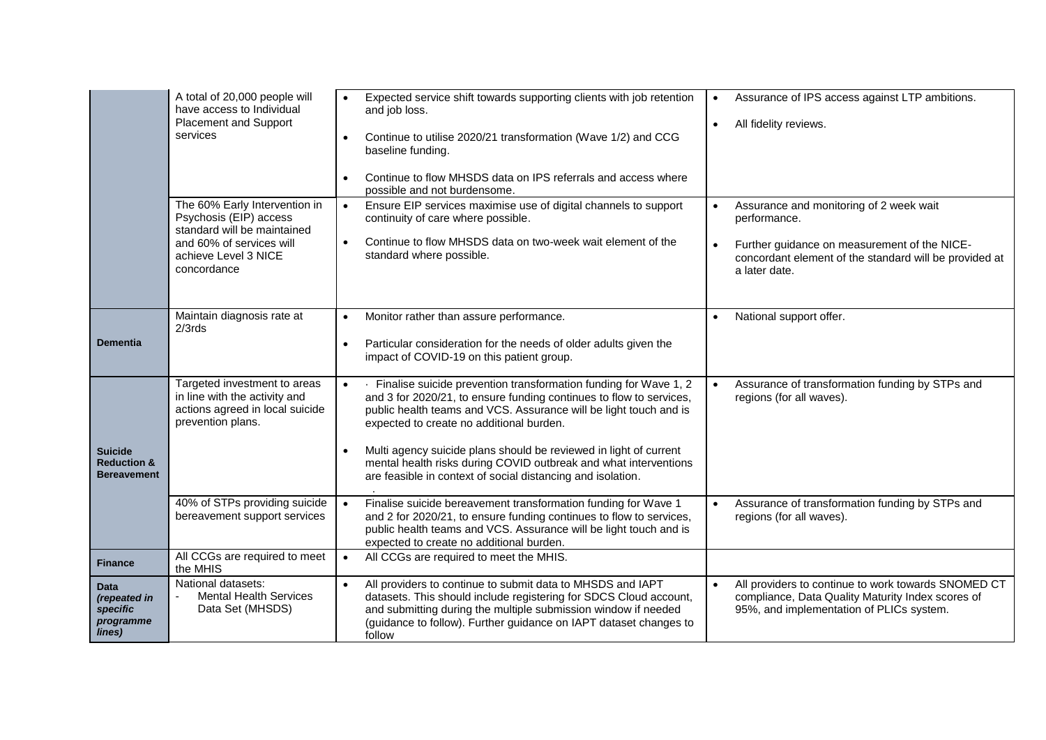| | | | |
|---|---|---|---|
| | A total of 20,000 people will have access to Individual Placement and Support services | • Expected service shift towards supporting clients with job retention and job loss.<br>• Continue to utilise 2020/21 transformation (Wave 1/2) and CCG baseline funding.<br>• Continue to flow MHSDS data on IPS referrals and access where possible and not burdensome. | • Assurance of IPS access against LTP ambitions.<br>• All fidelity reviews. |
| | The 60% Early Intervention in Psychosis (EIP) access standard will be maintained and 60% of services will achieve Level 3 NICE concordance | • Ensure EIP services maximise use of digital channels to support continuity of care where possible.<br>• Continue to flow MHSDS data on two-week wait element of the standard where possible. | • Assurance and monitoring of 2 week wait performance.<br>• Further guidance on measurement of the NICE-concordant element of the standard will be provided at a later date. |
| **Dementia** | Maintain diagnosis rate at 2/3rds | • Monitor rather than assure performance.<br>• Particular consideration for the needs of older adults given the impact of COVID-19 on this patient group. | • National support offer. |
| **Suicide Reduction & Bereavement** | Targeted investment to areas in line with the activity and actions agreed in local suicide prevention plans. | • · Finalise suicide prevention transformation funding for Wave 1, 2 and 3 for 2020/21, to ensure funding continues to flow to services, public health teams and VCS. Assurance will be light touch and is expected to create no additional burden.<br>• Multi agency suicide plans should be reviewed in light of current mental health risks during COVID outbreak and what interventions are feasible in context of social distancing and isolation. | • Assurance of transformation funding by STPs and regions (for all waves). |
| | 40% of STPs providing suicide bereavement support services | • Finalise suicide bereavement transformation funding for Wave 1 and 2 for 2020/21, to ensure funding continues to flow to services, public health teams and VCS. Assurance will be light touch and is expected to create no additional burden. | • Assurance of transformation funding by STPs and regions (for all waves). |
| **Finance** | All CCGs are required to meet the MHIS | • All CCGs are required to meet the MHIS. | |
| **Data *(repeated in specific programme lines)*** | National datasets:<br>- Mental Health Services Data Set (MHSDS) | • All providers to continue to submit data to MHSDS and IAPT datasets. This should include registering for SDCS Cloud account, and submitting during the multiple submission window if needed (guidance to follow). Further guidance on IAPT dataset changes to follow | • All providers to continue to work towards SNOMED CT compliance, Data Quality Maturity Index scores of 95%, and implementation of PLICs system. |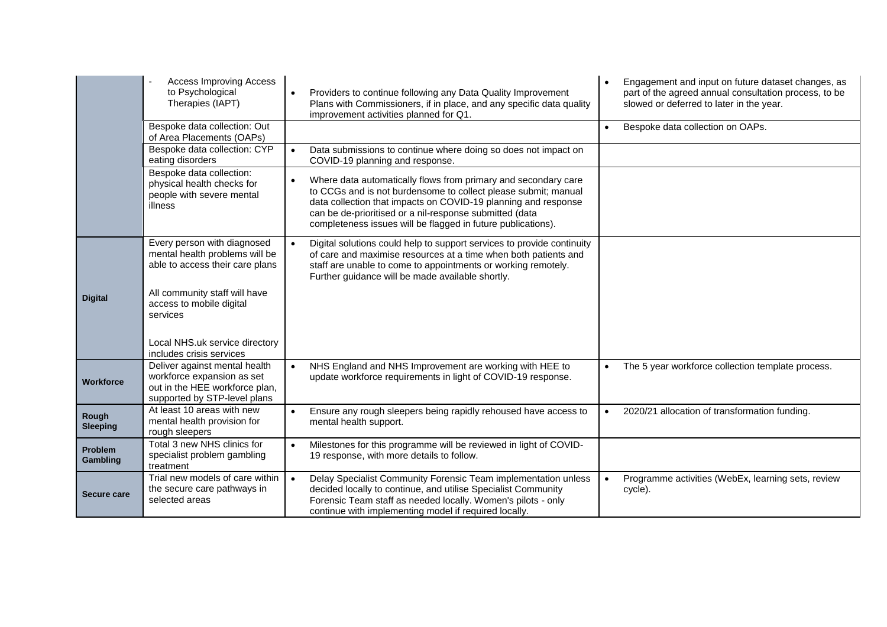| | | | |
|---|---|---|---|
| | - Access Improving Access to Psychological Therapies (IAPT) | • Providers to continue following any Data Quality Improvement Plans with Commissioners, if in place, and any specific data quality improvement activities planned for Q1. | • Engagement and input on future dataset changes, as part of the agreed annual consultation process, to be slowed or deferred to later in the year. |
| | Bespoke data collection: Out of Area Placements (OAPs) | | • Bespoke data collection on OAPs. |
| | Bespoke data collection: CYP eating disorders | • Data submissions to continue where doing so does not impact on COVID-19 planning and response. | |
| | Bespoke data collection: physical health checks for people with severe mental illness | • Where data automatically flows from primary and secondary care to CCGs and is not burdensome to collect please submit; manual data collection that impacts on COVID-19 planning and response can be de-prioritised or a nil-response submitted (data completeness issues will be flagged in future publications). | |
| **Digital** | Every person with diagnosed mental health problems will be able to access their care plans<br><br>All community staff will have access to mobile digital services<br><br>Local NHS.uk service directory includes crisis services | • Digital solutions could help to support services to provide continuity of care and maximise resources at a time when both patients and staff are unable to come to appointments or working remotely. Further guidance will be made available shortly. | |
| **Workforce** | Deliver against mental health workforce expansion as set out in the HEE workforce plan, supported by STP-level plans | • NHS England and NHS Improvement are working with HEE to update workforce requirements in light of COVID-19 response. | • The 5 year workforce collection template process. |
| **Rough Sleeping** | At least 10 areas with new mental health provision for rough sleepers | • Ensure any rough sleepers being rapidly rehoused have access to mental health support. | • 2020/21 allocation of transformation funding. |
| **Problem Gambling** | Total 3 new NHS clinics for specialist problem gambling treatment | • Milestones for this programme will be reviewed in light of COVID-19 response, with more details to follow. | |
| **Secure care** | Trial new models of care within the secure care pathways in selected areas | • Delay Specialist Community Forensic Team implementation unless decided locally to continue, and utilise Specialist Community Forensic Team staff as needed locally. Women's pilots - only continue with implementing model if required locally. | • Programme activities (WebEx, learning sets, review cycle). |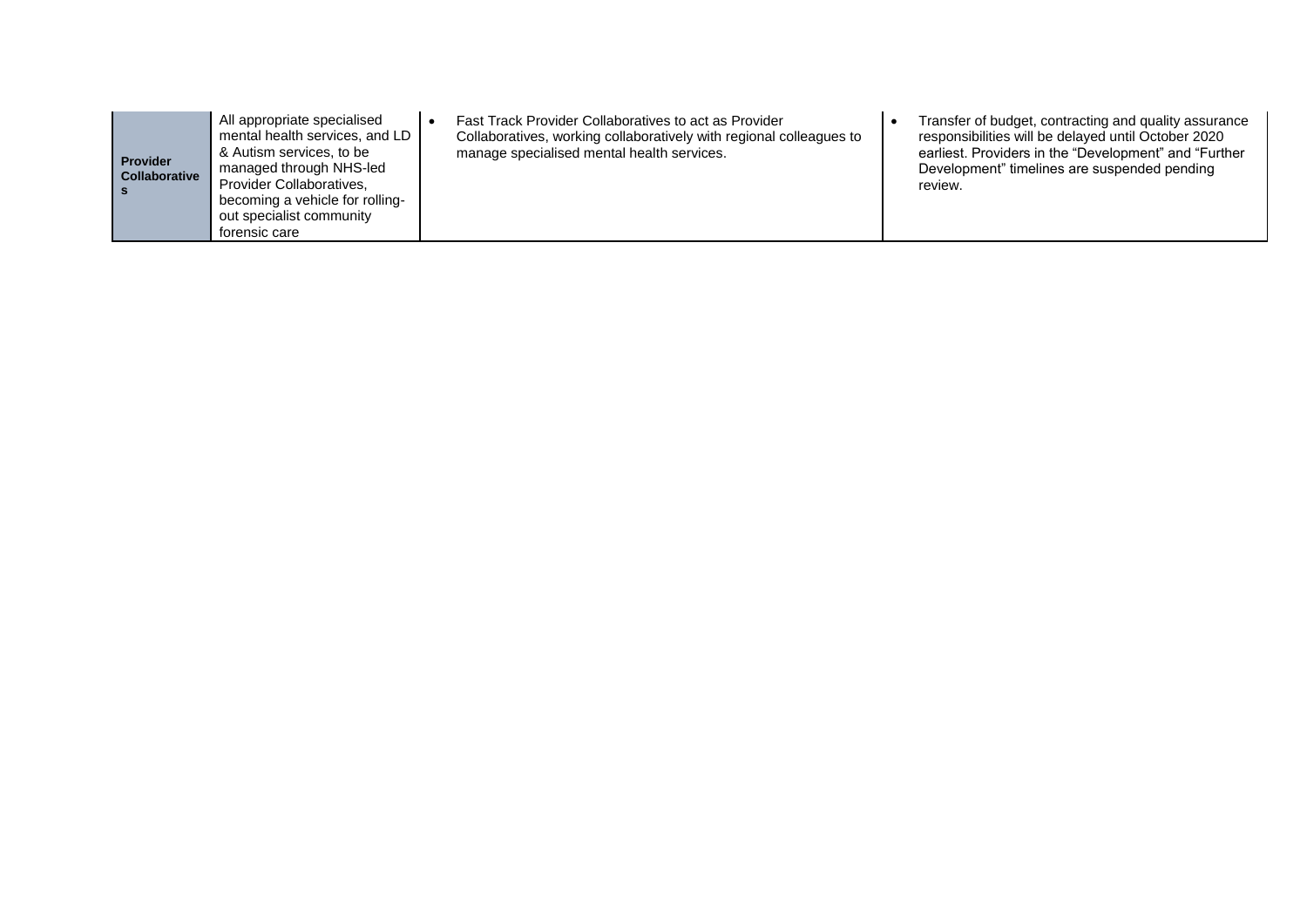| | | | |
|---|---|---|---|
| **Provider Collaboratives** | All appropriate specialised mental health services, and LD & Autism services, to be managed through NHS-led Provider Collaboratives, becoming a vehicle for rolling-out specialist community forensic care | • Fast Track Provider Collaboratives to act as Provider Collaboratives, working collaboratively with regional colleagues to manage specialised mental health services. | • Transfer of budget, contracting and quality assurance responsibilities will be delayed until October 2020 earliest. Providers in the "Development" and "Further Development" timelines are suspended pending review. |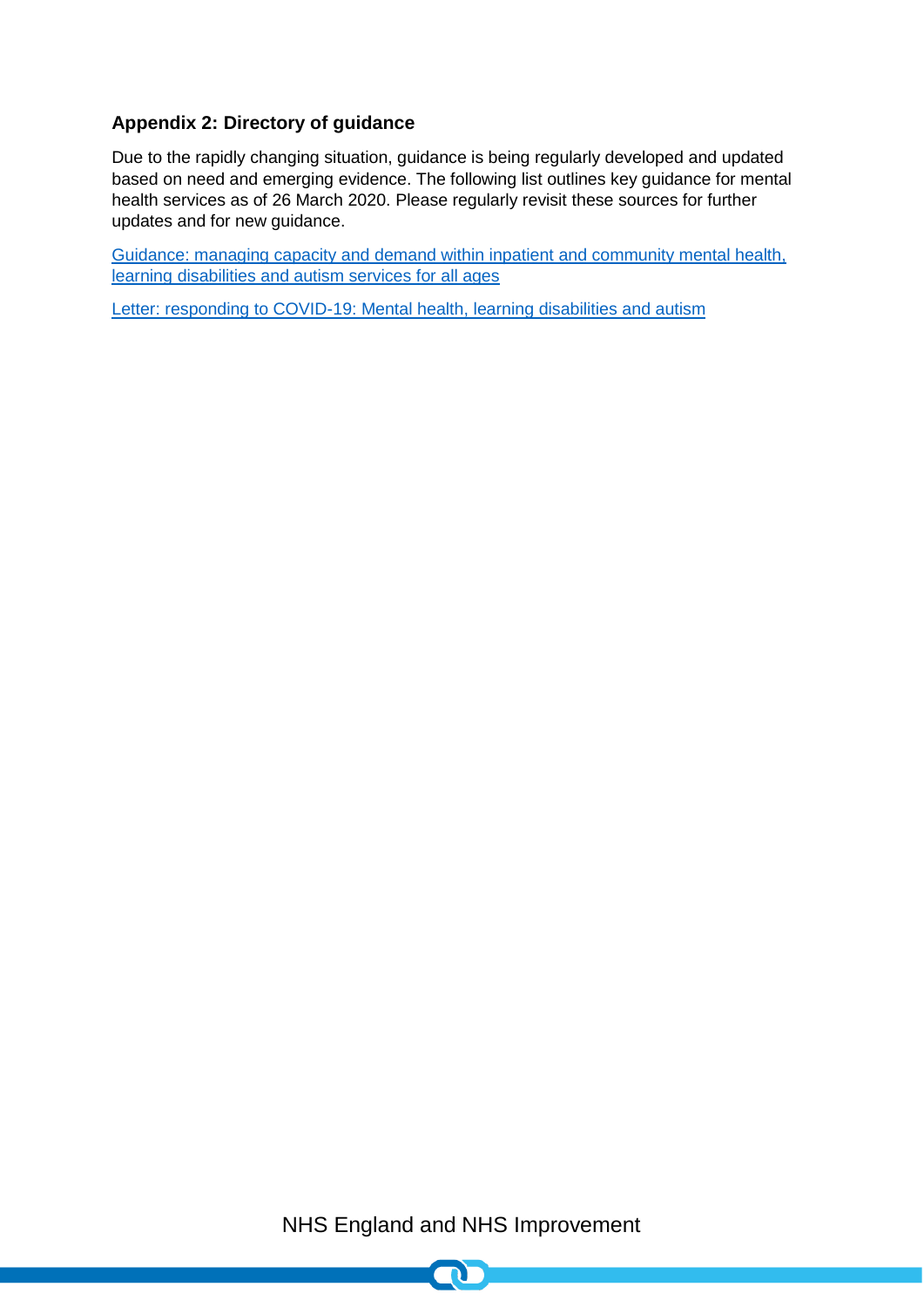**Appendix 2: Directory of guidance**

Due to the rapidly changing situation, guidance is being regularly developed and updated based on need and emerging evidence. The following list outlines key guidance for mental health services as of 26 March 2020. Please regularly revisit these sources for further updates and for new guidance.

Guidance: managing capacity and demand within inpatient and community mental health, learning disabilities and autism services for all ages

Letter: responding to COVID-19: Mental health, learning disabilities and autism